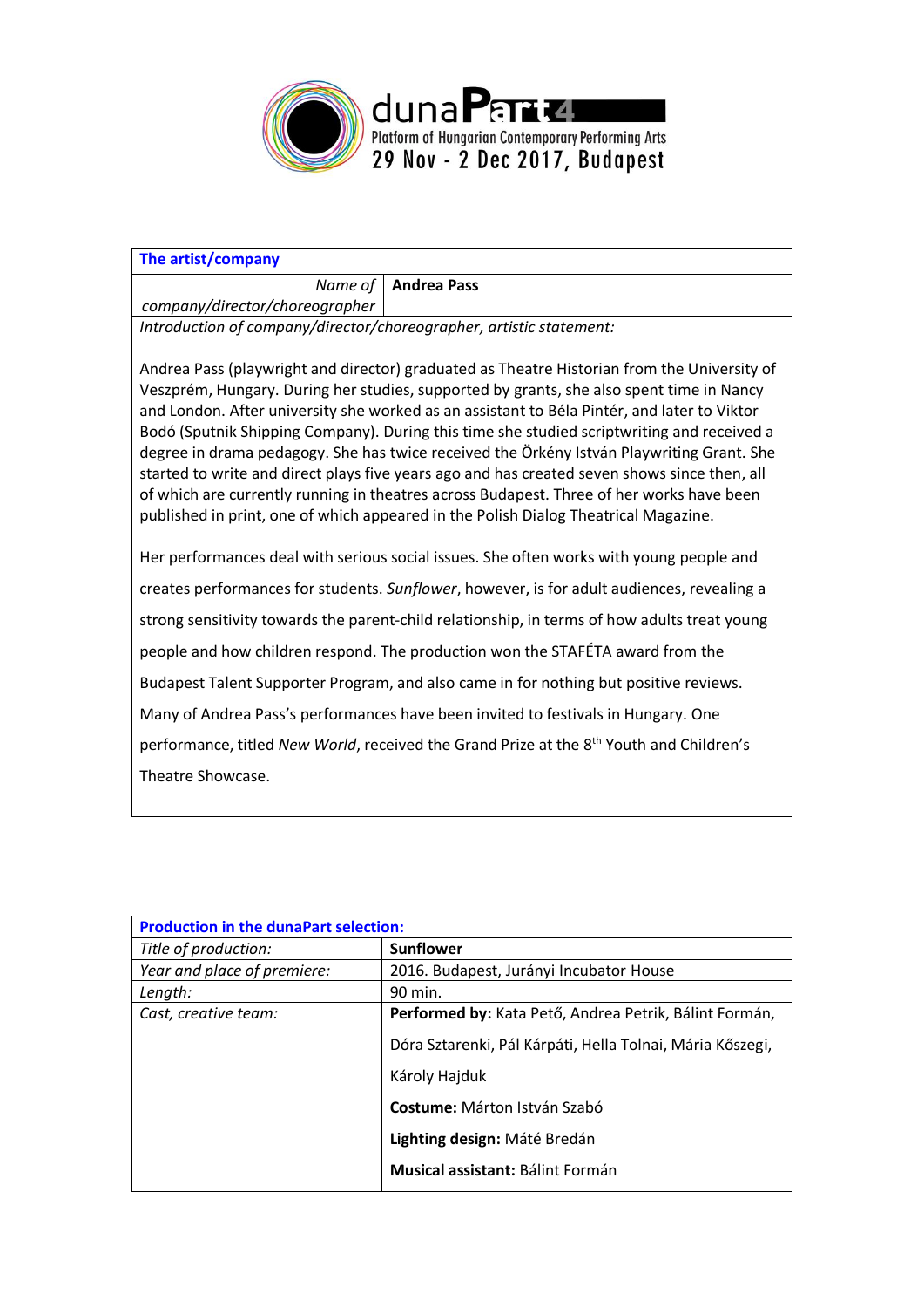dunaPart4
Platform of Hungarian Contemporary Performing Arts
29 Nov - 2 Dec 2017, Budapest

| The artist/company | |
|---|---|
| *Name of company/director/choreographer* | **Andrea Pass** |

*Introduction of company/director/choreographer, artistic statement:*

Andrea Pass (playwright and director) graduated as Theatre Historian from the University of Veszprém, Hungary. During her studies, supported by grants, she also spent time in Nancy and London. After university she worked as an assistant to Béla Pintér, and later to Viktor Bodó (Sputnik Shipping Company). During this time she studied scriptwriting and received a degree in drama pedagogy. She has twice received the Örkény István Playwriting Grant. She started to write and direct plays five years ago and has created seven shows since then, all of which are currently running in theatres across Budapest. Three of her works have been published in print, one of which appeared in the Polish Dialog Theatrical Magazine.

Her performances deal with serious social issues. She often works with young people and creates performances for students. *Sunflower*, however, is for adult audiences, revealing a strong sensitivity towards the parent-child relationship, in terms of how adults treat young people and how children respond. The production won the STAFÉTA award from the Budapest Talent Supporter Program, and also came in for nothing but positive reviews. Many of Andrea Pass's performances have been invited to festivals in Hungary. One performance, titled *New World*, received the Grand Prize at the 8th Youth and Children's Theatre Showcase.

| Production in the dunaPart selection: | |
|---|---|
| *Title of production:* | **Sunflower** |
| *Year and place of premiere:* | 2016. Budapest, Jurányi Incubator House |
| *Length:* | 90 min. |
| *Cast, creative team:* | **Performed by:** Kata Pető, Andrea Petrik, Bálint Formán, Dóra Sztarenki, Pál Kárpáti, Hella Tolnai, Mária Kőszegi, Károly Hajduk<br>**Costume:** Márton István Szabó<br>**Lighting design:** Máté Bredán<br>**Musical assistant:** Bálint Formán |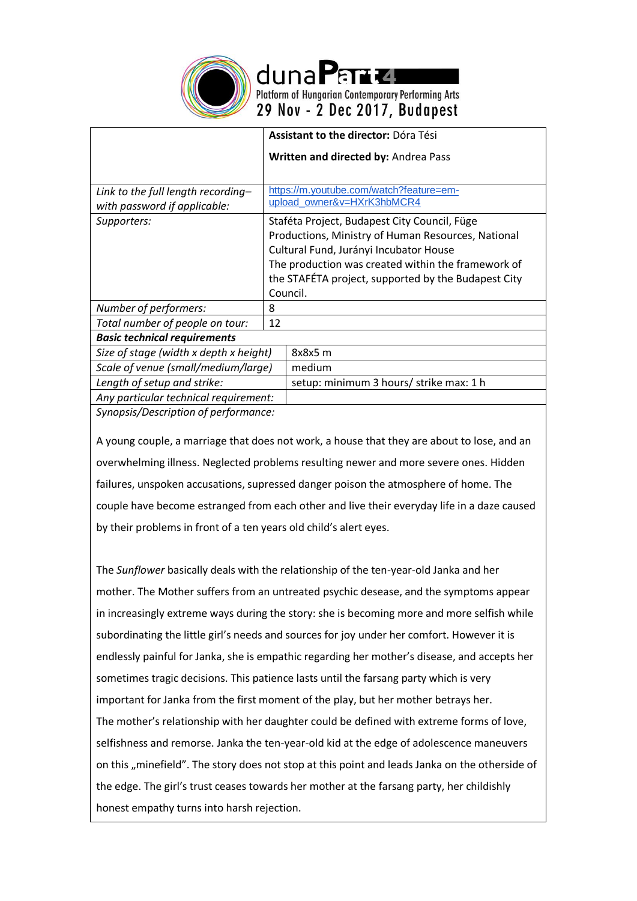| | |
|---|---|
| | **Assistant to the director:** Dóra Tési<br><br>**Written and directed by:** Andrea Pass |
| *Link to the full length recording– with password if applicable:* | https://m.youtube.com/watch?feature=em-upload_owner&v=HXrK3hbMCR4 |
| *Supporters:* | Staféta Project, Budapest City Council, Füge Productions, Ministry of Human Resources, National Cultural Fund, Jurányi Incubator House<br>The production was created within the framework of the STAFÉTA project, supported by the Budapest City Council. |
| *Number of performers:* | 8 |
| *Total number of people on tour:* | 12 |
| ***Basic technical requirements*** | |
| *Size of stage (width x depth x height)* | 8x8x5 m |
| *Scale of venue (small/medium/large)* | medium |
| *Length of setup and strike:* | setup: minimum 3 hours/ strike max: 1 h |
| *Any particular technical requirement:* | |

*Synopsis/Description of performance:*

A young couple, a marriage that does not work, a house that they are about to lose, and an overwhelming illness. Neglected problems resulting newer and more severe ones. Hidden failures, unspoken accusations, supressed danger poison the atmosphere of home. The couple have become estranged from each other and live their everyday life in a daze caused by their problems in front of a ten years old child's alert eyes.

The *Sunflower* basically deals with the relationship of the ten-year-old Janka and her mother. The Mother suffers from an untreated psychic desease, and the symptoms appear in increasingly extreme ways during the story: she is becoming more and more selfish while subordinating the little girl's needs and sources for joy under her comfort. However it is endlessly painful for Janka, she is empathic regarding her mother's disease, and accepts her sometimes tragic decisions. This patience lasts until the farsang party which is very important for Janka from the first moment of the play, but her mother betrays her.
The mother's relationship with her daughter could be defined with extreme forms of love, selfishness and remorse. Janka the ten-year-old kid at the edge of adolescence maneuvers on this „minefield". The story does not stop at this point and leads Janka on the otherside of the edge. The girl's trust ceases towards her mother at the farsang party, her childishly honest empathy turns into harsh rejection.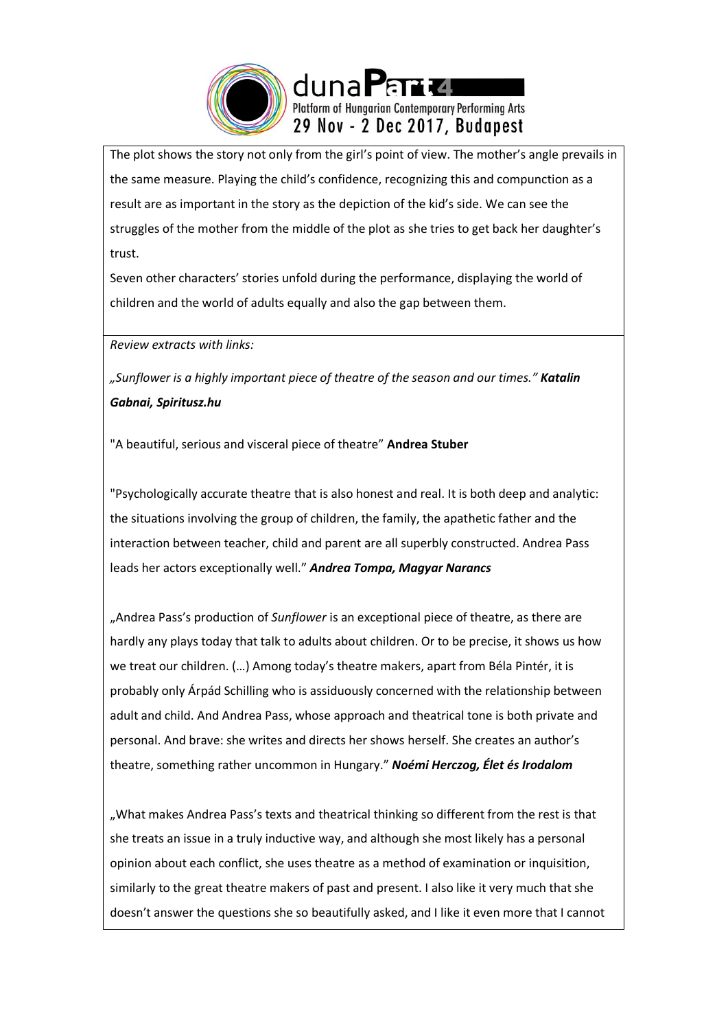The plot shows the story not only from the girl's point of view. The mother's angle prevails in the same measure. Playing the child's confidence, recognizing this and compunction as a result are as important in the story as the depiction of the kid's side. We can see the struggles of the mother from the middle of the plot as she tries to get back her daughter's trust.

Seven other characters' stories unfold during the performance, displaying the world of children and the world of adults equally and also the gap between them.

*Review extracts with links:*

*„Sunflower is a highly important piece of theatre of the season and our times." **Katalin Gabnai, Spiritusz.hu***

"A beautiful, serious and visceral piece of theatre" **Andrea Stuber**

"Psychologically accurate theatre that is also honest and real. It is both deep and analytic: the situations involving the group of children, the family, the apathetic father and the interaction between teacher, child and parent are all superbly constructed. Andrea Pass leads her actors exceptionally well." ***Andrea Tompa, Magyar Narancs***

„Andrea Pass's production of *Sunflower* is an exceptional piece of theatre, as there are hardly any plays today that talk to adults about children. Or to be precise, it shows us how we treat our children. (…) Among today's theatre makers, apart from Béla Pintér, it is probably only Árpád Schilling who is assiduously concerned with the relationship between adult and child. And Andrea Pass, whose approach and theatrical tone is both private and personal. And brave: she writes and directs her shows herself. She creates an author's theatre, something rather uncommon in Hungary." ***Noémi Herczog, Élet és Irodalom***

„What makes Andrea Pass's texts and theatrical thinking so different from the rest is that she treats an issue in a truly inductive way, and although she most likely has a personal opinion about each conflict, she uses theatre as a method of examination or inquisition, similarly to the great theatre makers of past and present. I also like it very much that she doesn't answer the questions she so beautifully asked, and I like it even more that I cannot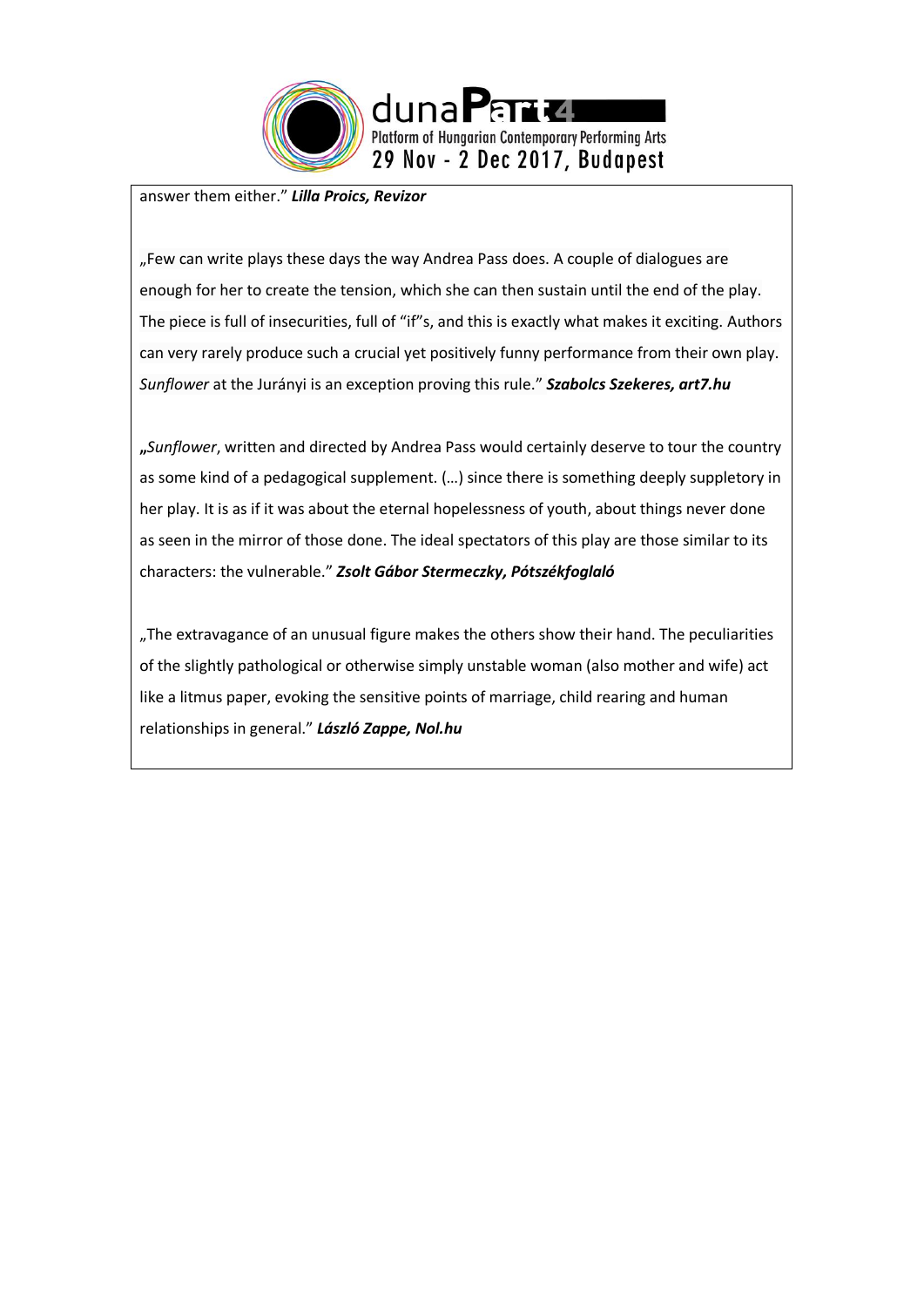answer them either." ***Lilla Proics, Revizor***

„Few can write plays these days the way Andrea Pass does. A couple of dialogues are enough for her to create the tension, which she can then sustain until the end of the play. The piece is full of insecurities, full of "if"s, and this is exactly what makes it exciting. Authors can very rarely produce such a crucial yet positively funny performance from their own play. *Sunflower* at the Jurányi is an exception proving this rule." ***Szabolcs Szekeres, art7.hu***

**„***Sunflower*, written and directed by Andrea Pass would certainly deserve to tour the country as some kind of a pedagogical supplement. (…) since there is something deeply suppletory in her play. It is as if it was about the eternal hopelessness of youth, about things never done as seen in the mirror of those done. The ideal spectators of this play are those similar to its characters: the vulnerable." ***Zsolt Gábor Stermeczky, Pótszékfoglaló***

„The extravagance of an unusual figure makes the others show their hand. The peculiarities of the slightly pathological or otherwise simply unstable woman (also mother and wife) act like a litmus paper, evoking the sensitive points of marriage, child rearing and human relationships in general." ***László Zappe, Nol.hu***